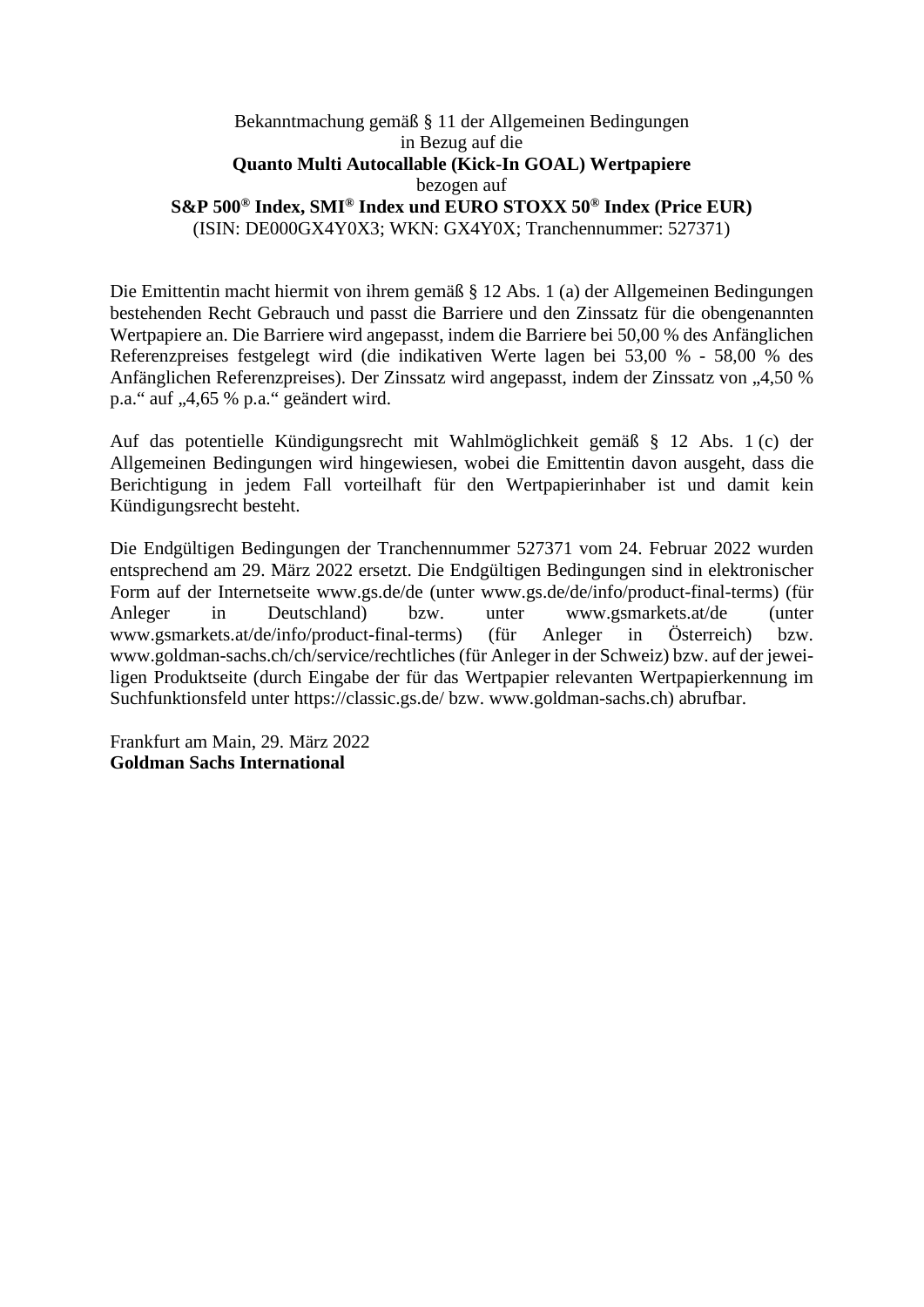Bekanntmachung gemäß § 11 der Allgemeinen Bedingungen
in Bezug auf die
**Quanto Multi Autocallable (Kick-In GOAL) Wertpapiere**
bezogen auf
**S&P 500® Index, SMI® Index und EURO STOXX 50® Index (Price EUR)**
(ISIN: DE000GX4Y0X3; WKN: GX4Y0X; Tranchennummer: 527371)

Die Emittentin macht hiermit von ihrem gemäß § 12 Abs. 1 (a) der Allgemeinen Bedingungen bestehenden Recht Gebrauch und passt die Barriere und den Zinssatz für die obengenannten Wertpapiere an. Die Barriere wird angepasst, indem die Barriere bei 50,00 % des Anfänglichen Referenzpreises festgelegt wird (die indikativen Werte lagen bei 53,00 % - 58,00 % des Anfänglichen Referenzpreises). Der Zinssatz wird angepasst, indem der Zinssatz von „4,50 % p.a." auf „4,65 % p.a." geändert wird.

Auf das potentielle Kündigungsrecht mit Wahlmöglichkeit gemäß § 12 Abs. 1 (c) der Allgemeinen Bedingungen wird hingewiesen, wobei die Emittentin davon ausgeht, dass die Berichtigung in jedem Fall vorteilhaft für den Wertpapierinhaber ist und damit kein Kündigungsrecht besteht.

Die Endgültigen Bedingungen der Tranchennummer 527371 vom 24. Februar 2022 wurden entsprechend am 29. März 2022 ersetzt. Die Endgültigen Bedingungen sind in elektronischer Form auf der Internetseite www.gs.de/de (unter www.gs.de/de/info/product-final-terms) (für Anleger in Deutschland) bzw. unter www.gsmarkets.at/de (unter www.gsmarkets.at/de/info/product-final-terms) (für Anleger in Österreich) bzw. www.goldman-sachs.ch/ch/service/rechtliches (für Anleger in der Schweiz) bzw. auf der jeweiligen Produktseite (durch Eingabe der für das Wertpapier relevanten Wertpapierkennung im Suchfunktionsfeld unter https://classic.gs.de/ bzw. www.goldman-sachs.ch) abrufbar.

Frankfurt am Main, 29. März 2022
**Goldman Sachs International**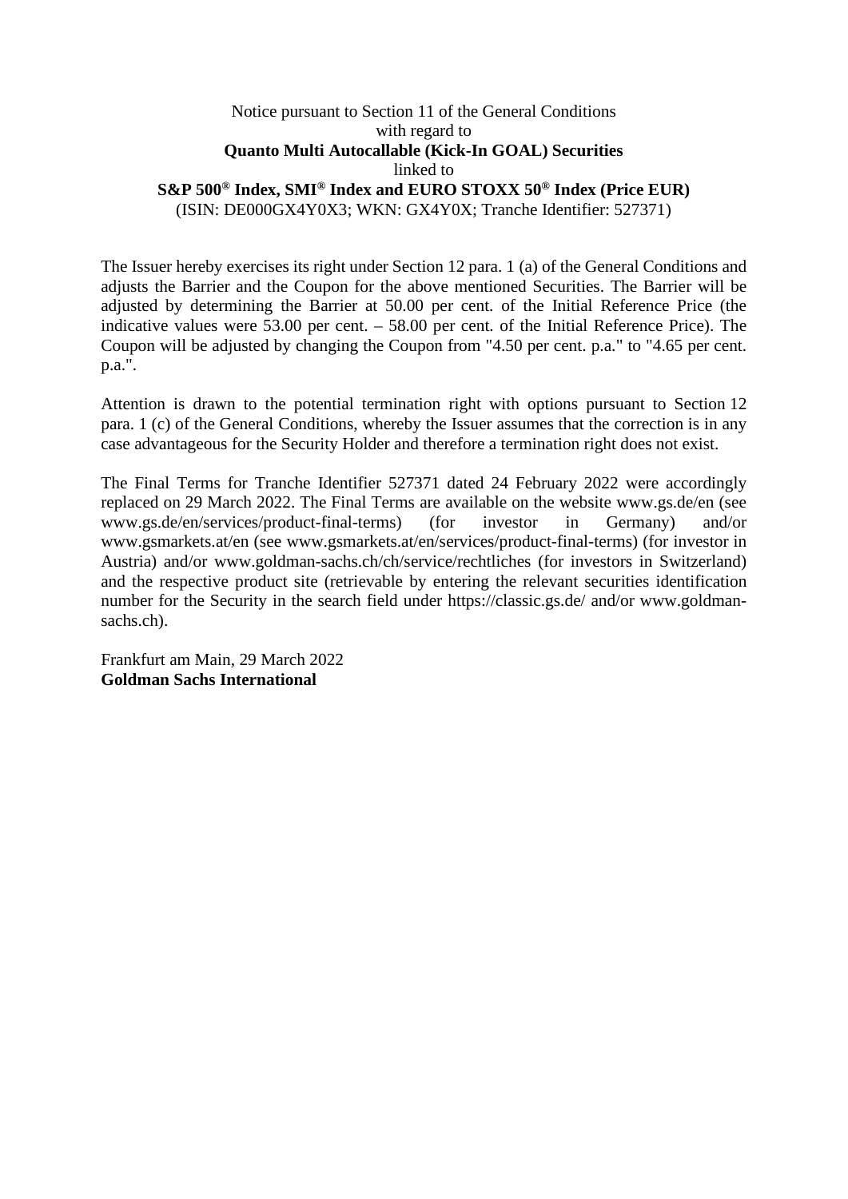Notice pursuant to Section 11 of the General Conditions
with regard to
**Quanto Multi Autocallable (Kick-In GOAL) Securities**
linked to
**S&P 500® Index, SMI® Index and EURO STOXX 50® Index (Price EUR)**
(ISIN: DE000GX4Y0X3; WKN: GX4Y0X; Tranche Identifier: 527371)

The Issuer hereby exercises its right under Section 12 para. 1 (a) of the General Conditions and adjusts the Barrier and the Coupon for the above mentioned Securities. The Barrier will be adjusted by determining the Barrier at 50.00 per cent. of the Initial Reference Price (the indicative values were 53.00 per cent. – 58.00 per cent. of the Initial Reference Price). The Coupon will be adjusted by changing the Coupon from "4.50 per cent. p.a." to "4.65 per cent. p.a.".

Attention is drawn to the potential termination right with options pursuant to Section 12 para. 1 (c) of the General Conditions, whereby the Issuer assumes that the correction is in any case advantageous for the Security Holder and therefore a termination right does not exist.

The Final Terms for Tranche Identifier 527371 dated 24 February 2022 were accordingly replaced on 29 March 2022. The Final Terms are available on the website www.gs.de/en (see www.gs.de/en/services/product-final-terms) (for investor in Germany) and/or www.gsmarkets.at/en (see www.gsmarkets.at/en/services/product-final-terms) (for investor in Austria) and/or www.goldman-sachs.ch/ch/service/rechtliches (for investors in Switzerland) and the respective product site (retrievable by entering the relevant securities identification number for the Security in the search field under https://classic.gs.de/ and/or www.goldman-sachs.ch).

Frankfurt am Main, 29 March 2022
**Goldman Sachs International**